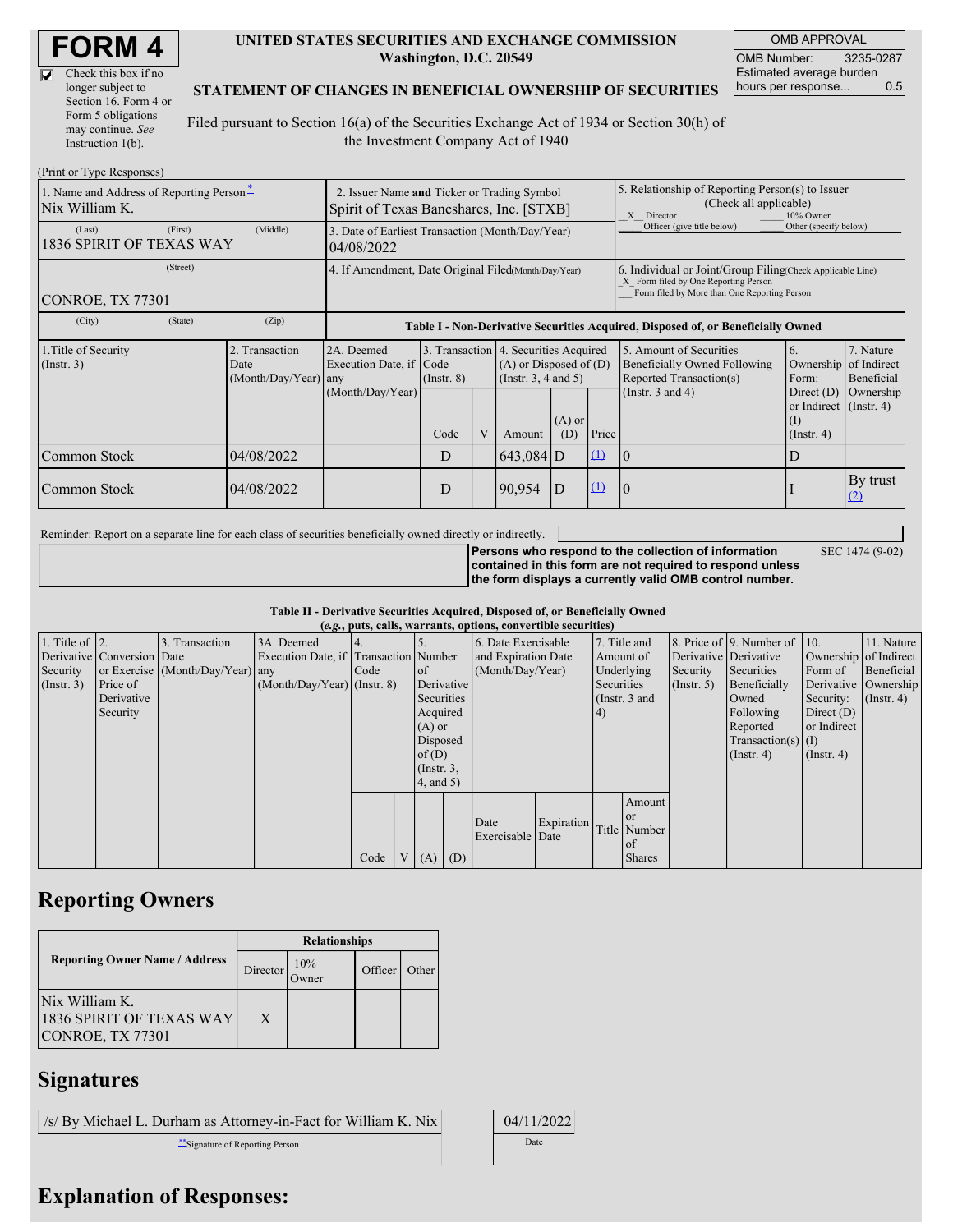# FORM 4

☑ Check this box if no longer subject to Section 16. Form 4 or Form 5 obligations may continue. *See* Instruction 1(b).

**UNITED STATES SECURITIES AND EXCHANGE COMMISSION**
**Washington, D.C. 20549**

**STATEMENT OF CHANGES IN BENEFICIAL OWNERSHIP OF SECURITIES**

Filed pursuant to Section 16(a) of the Securities Exchange Act of 1934 or Section 30(h) of the Investment Company Act of 1940

| OMB APPROVAL | |
|---|---|
| OMB Number: | 3235-0287 |
| Estimated average burden hours per response... | 0.5 |

(Print or Type Responses)

| | | |
|---|---|---|
| 1. Name and Address of Reporting Person* <br> Nix William K. <br> (Last) (First) (Middle) <br> 1836 SPIRIT OF TEXAS WAY <br> (Street) <br> CONROE, TX 77301 <br> (City) (State) (Zip) | 2. Issuer Name **and** Ticker or Trading Symbol <br> Spirit of Texas Bancshares, Inc. [STXB] <br> 3. Date of Earliest Transaction (Month/Day/Year) <br> 04/08/2022 <br> 4. If Amendment, Date Original Filed (Month/Day/Year) | 5. Relationship of Reporting Person(s) to Issuer (Check all applicable) <br> _X_ Director ___ 10% Owner <br> ___ Officer (give title below) ___ Other (specify below) <br> 6. Individual or Joint/Group Filing (Check Applicable Line) <br> _X_ Form filed by One Reporting Person <br> ___ Form filed by More than One Reporting Person |

**Table I - Non-Derivative Securities Acquired, Disposed of, or Beneficially Owned**

| 1.Title of Security (Instr. 3) | 2. Transaction Date (Month/Day/Year) | 2A. Deemed Execution Date, if any (Month/Day/Year) | 3. Transaction Code (Instr. 8) | | 4. Securities Acquired (A) or Disposed of (D) (Instr. 3, 4 and 5) | | | 5. Amount of Securities Beneficially Owned Following Reported Transaction(s) (Instr. 3 and 4) | 6. Ownership Form: Direct (D) or Indirect (I) (Instr. 4) | 7. Nature of Indirect Beneficial Ownership (Instr. 4) |
|---|---|---|---|---|---|---|---|---|---|---|
| | | | Code | V | Amount | (A) or (D) | Price | | | |
| Common Stock | 04/08/2022 | | D | | 643,084 | D | (1) | 0 | D | |
| Common Stock | 04/08/2022 | | D | | 90,954 | D | (1) | 0 | I | By trust (2) |

Reminder: Report on a separate line for each class of securities beneficially owned directly or indirectly.

**Persons who respond to the collection of information contained in this form are not required to respond unless the form displays a currently valid OMB control number.** SEC 1474 (9-02)

**Table II - Derivative Securities Acquired, Disposed of, or Beneficially Owned**
**(*e.g.*, puts, calls, warrants, options, convertible securities)**

| 1. Title of Derivative Security (Instr. 3) | 2. Conversion or Exercise Price of Derivative Security | 3. Transaction Date (Month/Day/Year) | 3A. Deemed Execution Date, if any (Month/Day/Year) | 4. Transaction Code (Instr. 8) | | 5. Number of Derivative Securities Acquired (A) or Disposed of (D) (Instr. 3, 4, and 5) | | 6. Date Exercisable and Expiration Date (Month/Day/Year) | | 7. Title and Amount of Underlying Securities (Instr. 3 and 4) | | 8. Price of Derivative Security (Instr. 5) | 9. Number of Derivative Securities Beneficially Owned Following Reported Transaction(s) (Instr. 4) | 10. Ownership Form of Derivative Security: Direct (D) or Indirect (I) (Instr. 4) | 11. Nature of Indirect Beneficial Ownership (Instr. 4) |
|---|---|---|---|---|---|---|---|---|---|---|---|---|---|---|---|
| | | | | Code | V | (A) | (D) | Date Exercisable | Expiration Date | Title | Amount or Number of Shares | | | | |

## Reporting Owners

| Reporting Owner Name / Address | Relationships | | | |
|---|---|---|---|---|
| | Director | 10% Owner | Officer | Other |
| Nix William K.<br>1836 SPIRIT OF TEXAS WAY<br>CONROE, TX 77301 | X | | | |

## Signatures

| | |
|---|---|
| /s/ By Michael L. Durham as Attorney-in-Fact for William K. Nix | 04/11/2022 |
| **Signature of Reporting Person | Date |

## Explanation of Responses: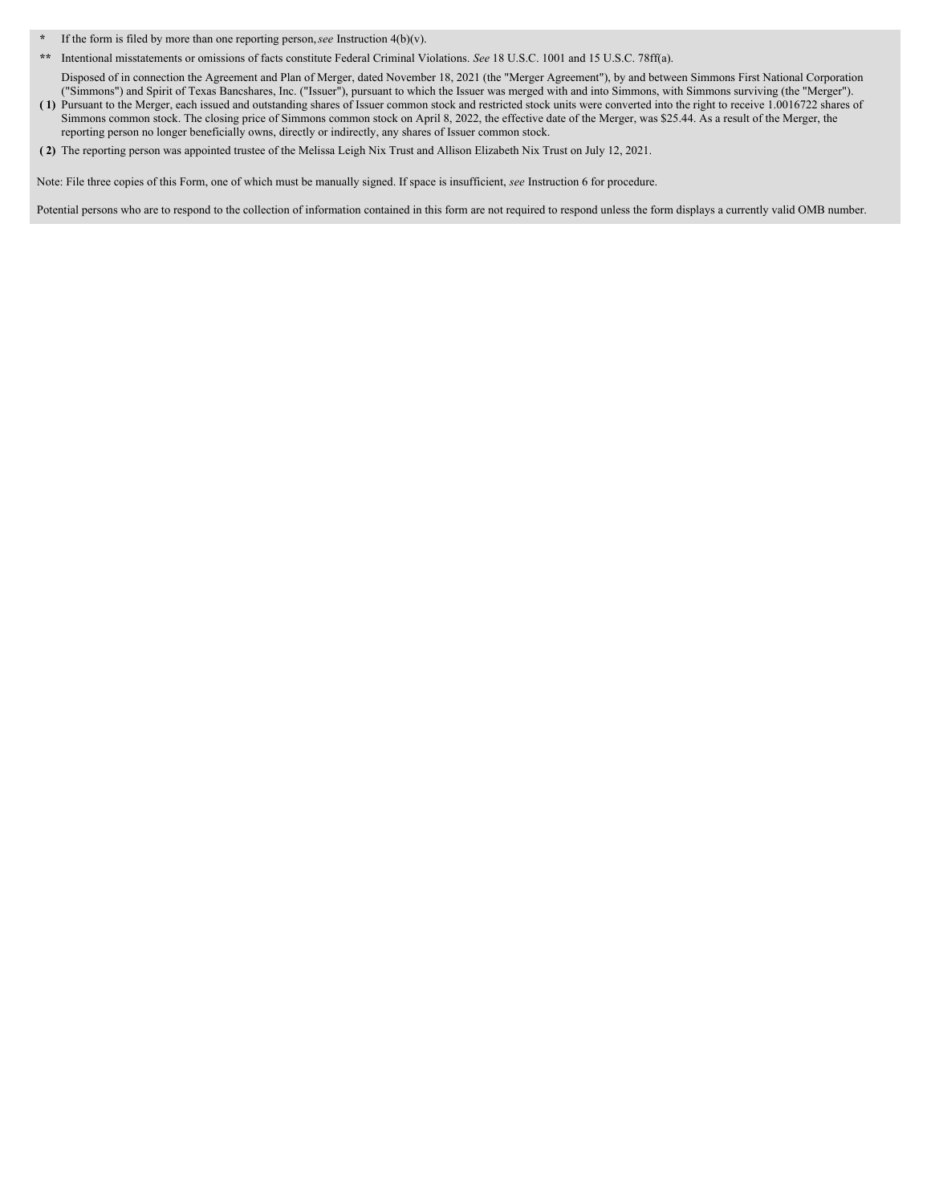\* If the form is filed by more than one reporting person, *see* Instruction 4(b)(v).

\*\* Intentional misstatements or omissions of facts constitute Federal Criminal Violations. *See* 18 U.S.C. 1001 and 15 U.S.C. 78ff(a).

( 1) Disposed of in connection the Agreement and Plan of Merger, dated November 18, 2021 (the "Merger Agreement"), by and between Simmons First National Corporation ("Simmons") and Spirit of Texas Bancshares, Inc. ("Issuer"), pursuant to which the Issuer was merged with and into Simmons, with Simmons surviving (the "Merger"). Pursuant to the Merger, each issued and outstanding shares of Issuer common stock and restricted stock units were converted into the right to receive 1.0016722 shares of Simmons common stock. The closing price of Simmons common stock on April 8, 2022, the effective date of the Merger, was $25.44. As a result of the Merger, the reporting person no longer beneficially owns, directly or indirectly, any shares of Issuer common stock.

( 2) The reporting person was appointed trustee of the Melissa Leigh Nix Trust and Allison Elizabeth Nix Trust on July 12, 2021.

Note: File three copies of this Form, one of which must be manually signed. If space is insufficient, *see* Instruction 6 for procedure.

Potential persons who are to respond to the collection of information contained in this form are not required to respond unless the form displays a currently valid OMB number.